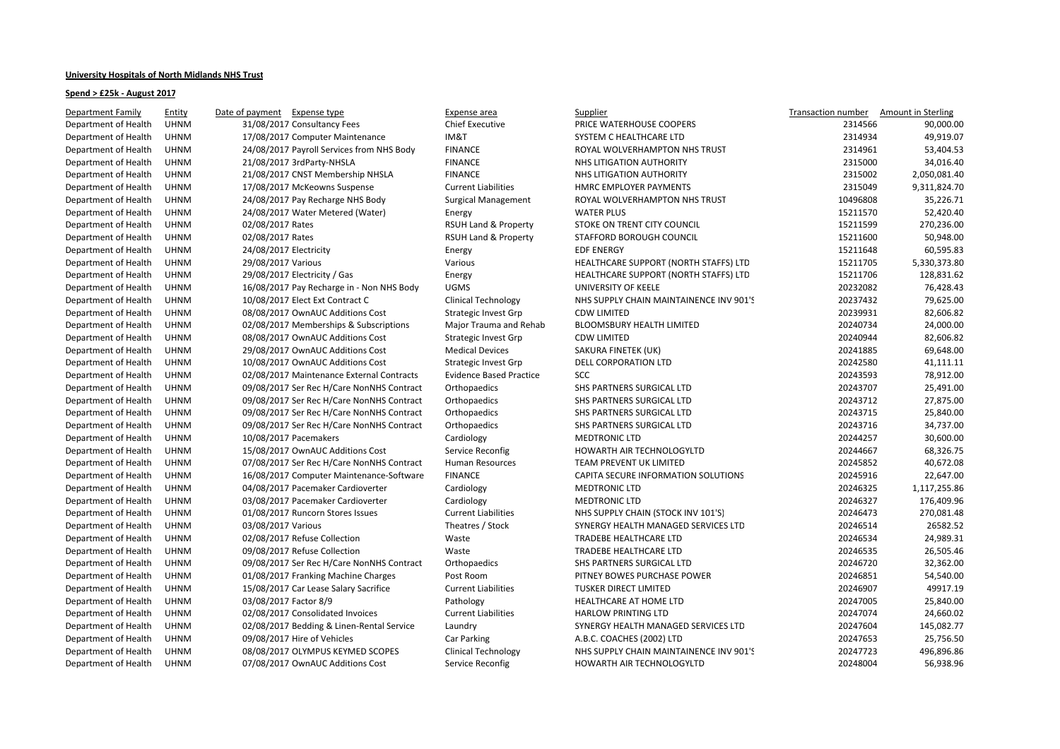**University Hospitals of North Midlands NHS Trust**

**Spend > £25k - August 2017**

| Department Family | Entity | Date of payment | Expense type | Expense area | Supplier | Transaction number | Amount in Sterling |
|---|---|---|---|---|---|---|---|
| Department of Health | UHNM | 31/08/2017 | Consultancy Fees | Chief Executive | PRICE WATERHOUSE COOPERS | 2314566 | 90,000.00 |
| Department of Health | UHNM | 17/08/2017 | Computer Maintenance | IM&T | SYSTEM C HEALTHCARE LTD | 2314934 | 49,919.07 |
| Department of Health | UHNM | 24/08/2017 | Payroll Services from NHS Body | FINANCE | ROYAL WOLVERHAMPTON NHS TRUST | 2314961 | 53,404.53 |
| Department of Health | UHNM | 21/08/2017 | 3rdParty-NHSLA | FINANCE | NHS LITIGATION AUTHORITY | 2315000 | 34,016.40 |
| Department of Health | UHNM | 21/08/2017 | CNST Membership NHSLA | FINANCE | NHS LITIGATION AUTHORITY | 2315002 | 2,050,081.40 |
| Department of Health | UHNM | 17/08/2017 | McKeowns Suspense | Current Liabilities | HMRC EMPLOYER PAYMENTS | 2315049 | 9,311,824.70 |
| Department of Health | UHNM | 24/08/2017 | Pay Recharge NHS Body | Surgical Management | ROYAL WOLVERHAMPTON NHS TRUST | 10496808 | 35,226.71 |
| Department of Health | UHNM | 24/08/2017 | Water Metered (Water) | Energy | WATER PLUS | 15211570 | 52,420.40 |
| Department of Health | UHNM | 02/08/2017 | Rates | RSUH Land & Property | STOKE ON TRENT CITY COUNCIL | 15211599 | 270,236.00 |
| Department of Health | UHNM | 02/08/2017 | Rates | RSUH Land & Property | STAFFORD BOROUGH COUNCIL | 15211600 | 50,948.00 |
| Department of Health | UHNM | 24/08/2017 | Electricity | Energy | EDF ENERGY | 15211648 | 60,595.83 |
| Department of Health | UHNM | 29/08/2017 | Various | Various | HEALTHCARE SUPPORT (NORTH STAFFS) LTD | 15211705 | 5,330,373.80 |
| Department of Health | UHNM | 29/08/2017 | Electricity / Gas | Energy | HEALTHCARE SUPPORT (NORTH STAFFS) LTD | 15211706 | 128,831.62 |
| Department of Health | UHNM | 16/08/2017 | Pay Recharge in - Non NHS Body | UGMS | UNIVERSITY OF KEELE | 20232082 | 76,428.43 |
| Department of Health | UHNM | 10/08/2017 | Elect Ext Contract C | Clinical Technology | NHS SUPPLY CHAIN MAINTAINENCE INV 901'S | 20237432 | 79,625.00 |
| Department of Health | UHNM | 08/08/2017 | OwnAUC Additions Cost | Strategic Invest Grp | CDW LIMITED | 20239931 | 82,606.82 |
| Department of Health | UHNM | 02/08/2017 | Memberships & Subscriptions | Major Trauma and Rehab | BLOOMSBURY HEALTH LIMITED | 20240734 | 24,000.00 |
| Department of Health | UHNM | 08/08/2017 | OwnAUC Additions Cost | Strategic Invest Grp | CDW LIMITED | 20240944 | 82,606.82 |
| Department of Health | UHNM | 29/08/2017 | OwnAUC Additions Cost | Medical Devices | SAKURA FINETEK (UK) | 20241885 | 69,648.00 |
| Department of Health | UHNM | 10/08/2017 | OwnAUC Additions Cost | Strategic Invest Grp | DELL CORPORATION LTD | 20242580 | 41,111.11 |
| Department of Health | UHNM | 02/08/2017 | Maintenance External Contracts | Evidence Based Practice | SCC | 20243593 | 78,912.00 |
| Department of Health | UHNM | 09/08/2017 | Ser Rec H/Care NonNHS Contract | Orthopaedics | SHS PARTNERS SURGICAL LTD | 20243707 | 25,491.00 |
| Department of Health | UHNM | 09/08/2017 | Ser Rec H/Care NonNHS Contract | Orthopaedics | SHS PARTNERS SURGICAL LTD | 20243712 | 27,875.00 |
| Department of Health | UHNM | 09/08/2017 | Ser Rec H/Care NonNHS Contract | Orthopaedics | SHS PARTNERS SURGICAL LTD | 20243715 | 25,840.00 |
| Department of Health | UHNM | 09/08/2017 | Ser Rec H/Care NonNHS Contract | Orthopaedics | SHS PARTNERS SURGICAL LTD | 20243716 | 34,737.00 |
| Department of Health | UHNM | 10/08/2017 | Pacemakers | Cardiology | MEDTRONIC LTD | 20244257 | 30,600.00 |
| Department of Health | UHNM | 15/08/2017 | OwnAUC Additions Cost | Service Reconfig | HOWARTH AIR TECHNOLOGYLTD | 20244667 | 68,326.75 |
| Department of Health | UHNM | 07/08/2017 | Ser Rec H/Care NonNHS Contract | Human Resources | TEAM PREVENT UK LIMITED | 20245852 | 40,672.08 |
| Department of Health | UHNM | 16/08/2017 | Computer Maintenance-Software | FINANCE | CAPITA SECURE INFORMATION SOLUTIONS | 20245916 | 22,647.00 |
| Department of Health | UHNM | 04/08/2017 | Pacemaker Cardioverter | Cardiology | MEDTRONIC LTD | 20246325 | 1,117,255.86 |
| Department of Health | UHNM | 03/08/2017 | Pacemaker Cardioverter | Cardiology | MEDTRONIC LTD | 20246327 | 176,409.96 |
| Department of Health | UHNM | 01/08/2017 | Runcorn Stores Issues | Current Liabilities | NHS SUPPLY CHAIN (STOCK INV 101'S) | 20246473 | 270,081.48 |
| Department of Health | UHNM | 03/08/2017 | Various | Theatres / Stock | SYNERGY HEALTH MANAGED SERVICES LTD | 20246514 | 26582.52 |
| Department of Health | UHNM | 02/08/2017 | Refuse Collection | Waste | TRADEBE HEALTHCARE LTD | 20246534 | 24,989.31 |
| Department of Health | UHNM | 09/08/2017 | Refuse Collection | Waste | TRADEBE HEALTHCARE LTD | 20246535 | 26,505.46 |
| Department of Health | UHNM | 09/08/2017 | Ser Rec H/Care NonNHS Contract | Orthopaedics | SHS PARTNERS SURGICAL LTD | 20246720 | 32,362.00 |
| Department of Health | UHNM | 01/08/2017 | Franking Machine Charges | Post Room | PITNEY BOWES PURCHASE POWER | 20246851 | 54,540.00 |
| Department of Health | UHNM | 15/08/2017 | Car Lease Salary Sacrifice | Current Liabilities | TUSKER DIRECT LIMITED | 20246907 | 49917.19 |
| Department of Health | UHNM | 03/08/2017 | Factor 8/9 | Pathology | HEALTHCARE AT HOME LTD | 20247005 | 25,840.00 |
| Department of Health | UHNM | 02/08/2017 | Consolidated Invoices | Current Liabilities | HARLOW PRINTING LTD | 20247074 | 24,660.02 |
| Department of Health | UHNM | 02/08/2017 | Bedding & Linen-Rental Service | Laundry | SYNERGY HEALTH MANAGED SERVICES LTD | 20247604 | 145,082.77 |
| Department of Health | UHNM | 09/08/2017 | Hire of Vehicles | Car Parking | A.B.C. COACHES (2002) LTD | 20247653 | 25,756.50 |
| Department of Health | UHNM | 08/08/2017 | OLYMPUS KEYMED SCOPES | Clinical Technology | NHS SUPPLY CHAIN MAINTAINENCE INV 901'S | 20247723 | 496,896.86 |
| Department of Health | UHNM | 07/08/2017 | OwnAUC Additions Cost | Service Reconfig | HOWARTH AIR TECHNOLOGYLTD | 20248004 | 56,938.96 |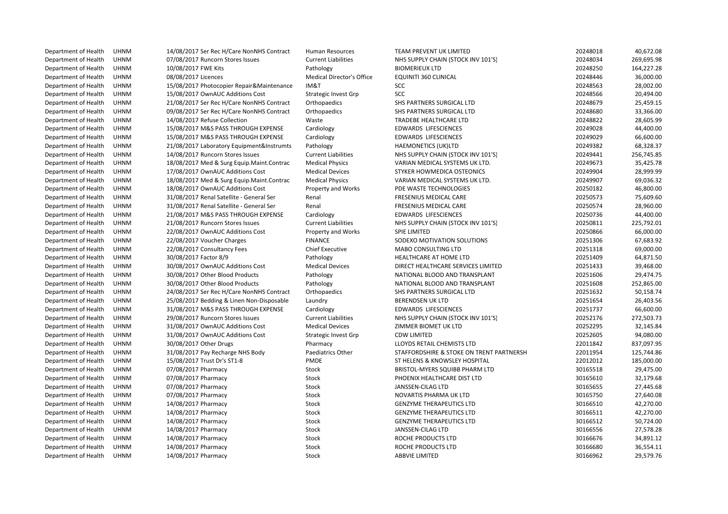| | | | | | | |
|---|---|---|---|---|---|---|
| Department of Health | UHNM | 14/08/2017 Ser Rec H/Care NonNHS Contract | Human Resources | TEAM PREVENT UK LIMITED | 20248018 | 40,672.08 |
| Department of Health | UHNM | 07/08/2017 Runcorn Stores Issues | Current Liabilities | NHS SUPPLY CHAIN (STOCK INV 101'S) | 20248034 | 269,695.98 |
| Department of Health | UHNM | 10/08/2017 FWE Kits | Pathology | BIOMERIEUX LTD | 20248250 | 164,227.28 |
| Department of Health | UHNM | 08/08/2017 Licences | Medical Director's Office | EQUINITI 360 CLINICAL | 20248446 | 36,000.00 |
| Department of Health | UHNM | 15/08/2017 Photocopier Repair&Maintenance | IM&T | SCC | 20248563 | 28,002.00 |
| Department of Health | UHNM | 15/08/2017 OwnAUC Additions Cost | Strategic Invest Grp | SCC | 20248566 | 20,494.00 |
| Department of Health | UHNM | 21/08/2017 Ser Rec H/Care NonNHS Contract | Orthopaedics | SHS PARTNERS SURGICAL LTD | 20248679 | 25,459.15 |
| Department of Health | UHNM | 09/08/2017 Ser Rec H/Care NonNHS Contract | Orthopaedics | SHS PARTNERS SURGICAL LTD | 20248680 | 33,366.00 |
| Department of Health | UHNM | 14/08/2017 Refuse Collection | Waste | TRADEBE HEALTHCARE LTD | 20248822 | 28,605.99 |
| Department of Health | UHNM | 15/08/2017 M&S PASS THROUGH EXPENSE | Cardiology | EDWARDS LIFESCIENCES | 20249028 | 44,400.00 |
| Department of Health | UHNM | 15/08/2017 M&S PASS THROUGH EXPENSE | Cardiology | EDWARDS LIFESCIENCES | 20249029 | 66,600.00 |
| Department of Health | UHNM | 21/08/2017 Laboratory Equipment&Instrumts | Pathology | HAEMONETICS (UK)LTD | 20249382 | 68,328.37 |
| Department of Health | UHNM | 14/08/2017 Runcorn Stores Issues | Current Liabilities | NHS SUPPLY CHAIN (STOCK INV 101'S) | 20249441 | 256,745.85 |
| Department of Health | UHNM | 18/08/2017 Med & Surg Equip.Maint.Contrac | Medical Physics | VARIAN MEDICAL SYSTEMS UK LTD. | 20249673 | 35,425.78 |
| Department of Health | UHNM | 17/08/2017 OwnAUC Additions Cost | Medical Devices | STYKER HOWMEDICA OSTEONICS | 20249904 | 28,999.99 |
| Department of Health | UHNM | 18/08/2017 Med & Surg Equip.Maint.Contrac | Medical Physics | VARIAN MEDICAL SYSTEMS UK LTD. | 20249907 | 69,036.32 |
| Department of Health | UHNM | 18/08/2017 OwnAUC Additions Cost | Property and Works | PDE WASTE TECHNOLOGIES | 20250182 | 46,800.00 |
| Department of Health | UHNM | 31/08/2017 Renal Satellite - General Ser | Renal | FRESENIUS MEDICAL CARE | 20250573 | 75,609.60 |
| Department of Health | UHNM | 31/08/2017 Renal Satellite - General Ser | Renal | FRESENIUS MEDICAL CARE | 20250574 | 28,960.00 |
| Department of Health | UHNM | 21/08/2017 M&S PASS THROUGH EXPENSE | Cardiology | EDWARDS LIFESCIENCES | 20250736 | 44,400.00 |
| Department of Health | UHNM | 21/08/2017 Runcorn Stores Issues | Current Liabilities | NHS SUPPLY CHAIN (STOCK INV 101'S) | 20250811 | 225,792.01 |
| Department of Health | UHNM | 22/08/2017 OwnAUC Additions Cost | Property and Works | SPIE LIMITED | 20250866 | 66,000.00 |
| Department of Health | UHNM | 22/08/2017 Voucher Charges | FINANCE | SODEXO MOTIVATION SOLUTIONS | 20251306 | 67,683.92 |
| Department of Health | UHNM | 22/08/2017 Consultancy Fees | Chief Executive | MABO CONSULTING LTD | 20251318 | 69,000.00 |
| Department of Health | UHNM | 30/08/2017 Factor 8/9 | Pathology | HEALTHCARE AT HOME LTD | 20251409 | 64,871.50 |
| Department of Health | UHNM | 30/08/2017 OwnAUC Additions Cost | Medical Devices | DIRECT HEALTHCARE SERVICES LIMITED | 20251433 | 39,468.00 |
| Department of Health | UHNM | 30/08/2017 Other Blood Products | Pathology | NATIONAL BLOOD AND TRANSPLANT | 20251606 | 29,474.75 |
| Department of Health | UHNM | 30/08/2017 Other Blood Products | Pathology | NATIONAL BLOOD AND TRANSPLANT | 20251608 | 252,865.00 |
| Department of Health | UHNM | 24/08/2017 Ser Rec H/Care NonNHS Contract | Orthopaedics | SHS PARTNERS SURGICAL LTD | 20251632 | 50,158.74 |
| Department of Health | UHNM | 25/08/2017 Bedding & Linen Non-Disposable | Laundry | BERENDSEN UK LTD | 20251654 | 26,403.56 |
| Department of Health | UHNM | 31/08/2017 M&S PASS THROUGH EXPENSE | Cardiology | EDWARDS LIFESCIENCES | 20251737 | 66,600.00 |
| Department of Health | UHNM | 29/08/2017 Runcorn Stores Issues | Current Liabilities | NHS SUPPLY CHAIN (STOCK INV 101'S) | 20252176 | 272,503.73 |
| Department of Health | UHNM | 31/08/2017 OwnAUC Additions Cost | Medical Devices | ZIMMER BIOMET UK LTD | 20252295 | 32,145.84 |
| Department of Health | UHNM | 31/08/2017 OwnAUC Additions Cost | Strategic Invest Grp | CDW LIMITED | 20252605 | 94,080.00 |
| Department of Health | UHNM | 30/08/2017 Other Drugs | Pharmacy | LLOYDS RETAIL CHEMISTS LTD | 22011842 | 837,097.95 |
| Department of Health | UHNM | 31/08/2017 Pay Recharge NHS Body | Paediatrics Other | STAFFORDSHIRE & STOKE ON TRENT PARTNERSH | 22011954 | 125,744.86 |
| Department of Health | UHNM | 15/08/2017 Trust Dr's ST1-8 | PMDE | ST HELENS & KNOWSLEY HOSPITAL | 22012012 | 185,000.00 |
| Department of Health | UHNM | 07/08/2017 Pharmacy | Stock | BRISTOL-MYERS SQUIBB PHARM LTD | 30165518 | 29,475.00 |
| Department of Health | UHNM | 07/08/2017 Pharmacy | Stock | PHOENIX HEALTHCARE DIST LTD | 30165610 | 32,179.68 |
| Department of Health | UHNM | 07/08/2017 Pharmacy | Stock | JANSSEN-CILAG LTD | 30165655 | 27,445.68 |
| Department of Health | UHNM | 07/08/2017 Pharmacy | Stock | NOVARTIS PHARMA UK LTD | 30165750 | 27,640.08 |
| Department of Health | UHNM | 14/08/2017 Pharmacy | Stock | GENZYME THERAPEUTICS LTD | 30166510 | 42,270.00 |
| Department of Health | UHNM | 14/08/2017 Pharmacy | Stock | GENZYME THERAPEUTICS LTD | 30166511 | 42,270.00 |
| Department of Health | UHNM | 14/08/2017 Pharmacy | Stock | GENZYME THERAPEUTICS LTD | 30166512 | 50,724.00 |
| Department of Health | UHNM | 14/08/2017 Pharmacy | Stock | JANSSEN-CILAG LTD | 30166556 | 27,578.28 |
| Department of Health | UHNM | 14/08/2017 Pharmacy | Stock | ROCHE PRODUCTS LTD | 30166676 | 34,891.12 |
| Department of Health | UHNM | 14/08/2017 Pharmacy | Stock | ROCHE PRODUCTS LTD | 30166680 | 36,554.11 |
| Department of Health | UHNM | 14/08/2017 Pharmacy | Stock | ABBVIE LIMITED | 30166962 | 29,579.76 |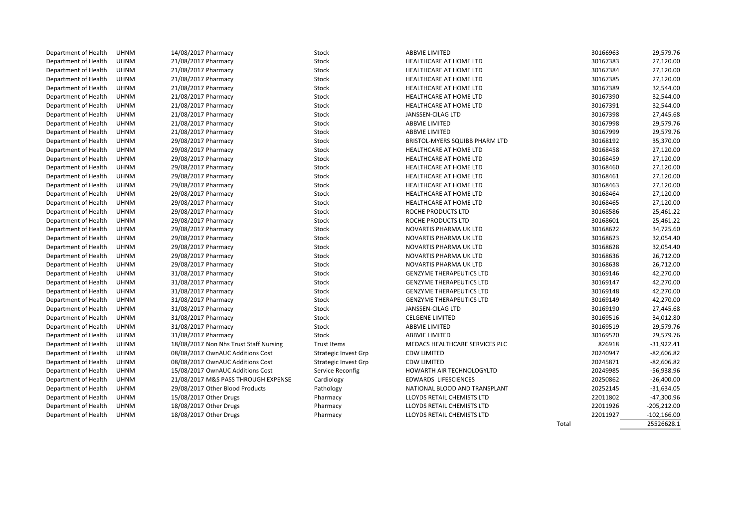| | | | | | | | |
|---|---|---|---|---|---|---|---|
| Department of Health | UHNM | 14/08/2017 | Pharmacy | Stock | ABBVIE LIMITED | 30166963 | 29,579.76 |
| Department of Health | UHNM | 21/08/2017 | Pharmacy | Stock | HEALTHCARE AT HOME LTD | 30167383 | 27,120.00 |
| Department of Health | UHNM | 21/08/2017 | Pharmacy | Stock | HEALTHCARE AT HOME LTD | 30167384 | 27,120.00 |
| Department of Health | UHNM | 21/08/2017 | Pharmacy | Stock | HEALTHCARE AT HOME LTD | 30167385 | 27,120.00 |
| Department of Health | UHNM | 21/08/2017 | Pharmacy | Stock | HEALTHCARE AT HOME LTD | 30167389 | 32,544.00 |
| Department of Health | UHNM | 21/08/2017 | Pharmacy | Stock | HEALTHCARE AT HOME LTD | 30167390 | 32,544.00 |
| Department of Health | UHNM | 21/08/2017 | Pharmacy | Stock | HEALTHCARE AT HOME LTD | 30167391 | 32,544.00 |
| Department of Health | UHNM | 21/08/2017 | Pharmacy | Stock | JANSSEN-CILAG LTD | 30167398 | 27,445.68 |
| Department of Health | UHNM | 21/08/2017 | Pharmacy | Stock | ABBVIE LIMITED | 30167998 | 29,579.76 |
| Department of Health | UHNM | 21/08/2017 | Pharmacy | Stock | ABBVIE LIMITED | 30167999 | 29,579.76 |
| Department of Health | UHNM | 29/08/2017 | Pharmacy | Stock | BRISTOL-MYERS SQUIBB PHARM LTD | 30168192 | 35,370.00 |
| Department of Health | UHNM | 29/08/2017 | Pharmacy | Stock | HEALTHCARE AT HOME LTD | 30168458 | 27,120.00 |
| Department of Health | UHNM | 29/08/2017 | Pharmacy | Stock | HEALTHCARE AT HOME LTD | 30168459 | 27,120.00 |
| Department of Health | UHNM | 29/08/2017 | Pharmacy | Stock | HEALTHCARE AT HOME LTD | 30168460 | 27,120.00 |
| Department of Health | UHNM | 29/08/2017 | Pharmacy | Stock | HEALTHCARE AT HOME LTD | 30168461 | 27,120.00 |
| Department of Health | UHNM | 29/08/2017 | Pharmacy | Stock | HEALTHCARE AT HOME LTD | 30168463 | 27,120.00 |
| Department of Health | UHNM | 29/08/2017 | Pharmacy | Stock | HEALTHCARE AT HOME LTD | 30168464 | 27,120.00 |
| Department of Health | UHNM | 29/08/2017 | Pharmacy | Stock | HEALTHCARE AT HOME LTD | 30168465 | 27,120.00 |
| Department of Health | UHNM | 29/08/2017 | Pharmacy | Stock | ROCHE PRODUCTS LTD | 30168586 | 25,461.22 |
| Department of Health | UHNM | 29/08/2017 | Pharmacy | Stock | ROCHE PRODUCTS LTD | 30168601 | 25,461.22 |
| Department of Health | UHNM | 29/08/2017 | Pharmacy | Stock | NOVARTIS PHARMA UK LTD | 30168622 | 34,725.60 |
| Department of Health | UHNM | 29/08/2017 | Pharmacy | Stock | NOVARTIS PHARMA UK LTD | 30168623 | 32,054.40 |
| Department of Health | UHNM | 29/08/2017 | Pharmacy | Stock | NOVARTIS PHARMA UK LTD | 30168628 | 32,054.40 |
| Department of Health | UHNM | 29/08/2017 | Pharmacy | Stock | NOVARTIS PHARMA UK LTD | 30168636 | 26,712.00 |
| Department of Health | UHNM | 29/08/2017 | Pharmacy | Stock | NOVARTIS PHARMA UK LTD | 30168638 | 26,712.00 |
| Department of Health | UHNM | 31/08/2017 | Pharmacy | Stock | GENZYME THERAPEUTICS LTD | 30169146 | 42,270.00 |
| Department of Health | UHNM | 31/08/2017 | Pharmacy | Stock | GENZYME THERAPEUTICS LTD | 30169147 | 42,270.00 |
| Department of Health | UHNM | 31/08/2017 | Pharmacy | Stock | GENZYME THERAPEUTICS LTD | 30169148 | 42,270.00 |
| Department of Health | UHNM | 31/08/2017 | Pharmacy | Stock | GENZYME THERAPEUTICS LTD | 30169149 | 42,270.00 |
| Department of Health | UHNM | 31/08/2017 | Pharmacy | Stock | JANSSEN-CILAG LTD | 30169190 | 27,445.68 |
| Department of Health | UHNM | 31/08/2017 | Pharmacy | Stock | CELGENE LIMITED | 30169516 | 34,012.80 |
| Department of Health | UHNM | 31/08/2017 | Pharmacy | Stock | ABBVIE LIMITED | 30169519 | 29,579.76 |
| Department of Health | UHNM | 31/08/2017 | Pharmacy | Stock | ABBVIE LIMITED | 30169520 | 29,579.76 |
| Department of Health | UHNM | 18/08/2017 | Non Nhs Trust Staff Nursing | Trust Items | MEDACS HEALTHCARE SERVICES PLC | 826918 | -31,922.41 |
| Department of Health | UHNM | 08/08/2017 | OwnAUC Additions Cost | Strategic Invest Grp | CDW LIMITED | 20240947 | -82,606.82 |
| Department of Health | UHNM | 08/08/2017 | OwnAUC Additions Cost | Strategic Invest Grp | CDW LIMITED | 20245871 | -82,606.82 |
| Department of Health | UHNM | 15/08/2017 | OwnAUC Additions Cost | Service Reconfig | HOWARTH AIR TECHNOLOGYLTD | 20249985 | -56,938.96 |
| Department of Health | UHNM | 21/08/2017 | M&S PASS THROUGH EXPENSE | Cardiology | EDWARDS LIFESCIENCES | 20250862 | -26,400.00 |
| Department of Health | UHNM | 29/08/2017 | Other Blood Products | Pathology | NATIONAL BLOOD AND TRANSPLANT | 20252145 | -31,634.05 |
| Department of Health | UHNM | 15/08/2017 | Other Drugs | Pharmacy | LLOYDS RETAIL CHEMISTS LTD | 22011802 | -47,300.96 |
| Department of Health | UHNM | 18/08/2017 | Other Drugs | Pharmacy | LLOYDS RETAIL CHEMISTS LTD | 22011926 | -205,212.00 |
| Department of Health | UHNM | 18/08/2017 | Other Drugs | Pharmacy | LLOYDS RETAIL CHEMISTS LTD | 22011927 | -102,166.00 |
| | | | | | Total | | 25526628.1 |